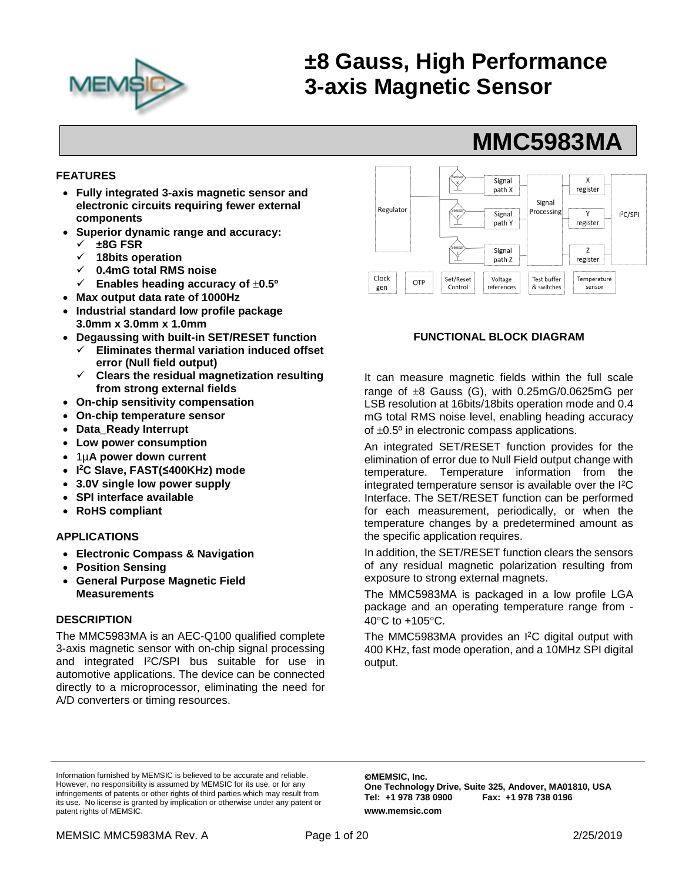# ±8 Gauss, High Performance 3-axis Magnetic Sensor

# MMC5983MA

## FEATURES

- **Fully integrated 3-axis magnetic sensor and electronic circuits requiring fewer external components**
- **Superior dynamic range and accuracy:**
  - ✓ **±8G FSR**
  - ✓ **18bits operation**
  - ✓ **0.4mG total RMS noise**
  - ✓ **Enables heading accuracy of ±0.5º**
- **Max output data rate of 1000Hz**
- **Industrial standard low profile package 3.0mm x 3.0mm x 1.0mm**
- **Degaussing with built-in SET/RESET function**
  - ✓ **Eliminates thermal variation induced offset error (Null field output)**
  - ✓ **Clears the residual magnetization resulting from strong external fields**
- **On-chip sensitivity compensation**
- **On-chip temperature sensor**
- **Data_Ready Interrupt**
- **Low power consumption**
- 1μ**A power down current**
- **I²C Slave, FAST(≤400KHz) mode**
- **3.0V single low power supply**
- **SPI interface available**
- **RoHS compliant**

## APPLICATIONS

- **Electronic Compass & Navigation**
- **Position Sensing**
- **General Purpose Magnetic Field Measurements**

## DESCRIPTION

The MMC5983MA is an AEC-Q100 qualified complete 3-axis magnetic sensor with on-chip signal processing and integrated I²C/SPI bus suitable for use in automotive applications. The device can be connected directly to a microprocessor, eliminating the need for A/D converters or timing resources.

Regulator | Sensor X | Sensor Y | Sensor Z | Signal path X | Signal path Y | Signal path Z | Signal Processing | X register | Y register | Z register | I²C/SPI | Clock gen | OTP | Set/Reset Control | Voltage references | Test buffer & switches | Temperature sensor

**FUNCTIONAL BLOCK DIAGRAM**

It can measure magnetic fields within the full scale range of ±8 Gauss (G), with 0.25mG/0.0625mG per LSB resolution at 16bits/18bits operation mode and 0.4 mG total RMS noise level, enabling heading accuracy of ±0.5º in electronic compass applications.

An integrated SET/RESET function provides for the elimination of error due to Null Field output change with temperature. Temperature information from the integrated temperature sensor is available over the I²C Interface. The SET/RESET function can be performed for each measurement, periodically, or when the temperature changes by a predetermined amount as the specific application requires.

In addition, the SET/RESET function clears the sensors of any residual magnetic polarization resulting from exposure to strong external magnets.

The MMC5983MA is packaged in a low profile LGA package and an operating temperature range from -40°C to +105°C.

The MMC5983MA provides an I²C digital output with 400 KHz, fast mode operation, and a 10MHz SPI digital output.

Information furnished by MEMSIC is believed to be accurate and reliable. However, no responsibility is assumed by MEMSIC for its use, or for any infringements of patents or other rights of third parties which may result from its use. No license is granted by implication or otherwise under any patent or patent rights of MEMSIC.

**©MEMSIC, Inc.**
**One Technology Drive, Suite 325, Andover, MA01810, USA**
**Tel: +1 978 738 0900 Fax: +1 978 738 0196**
**www.memsic.com**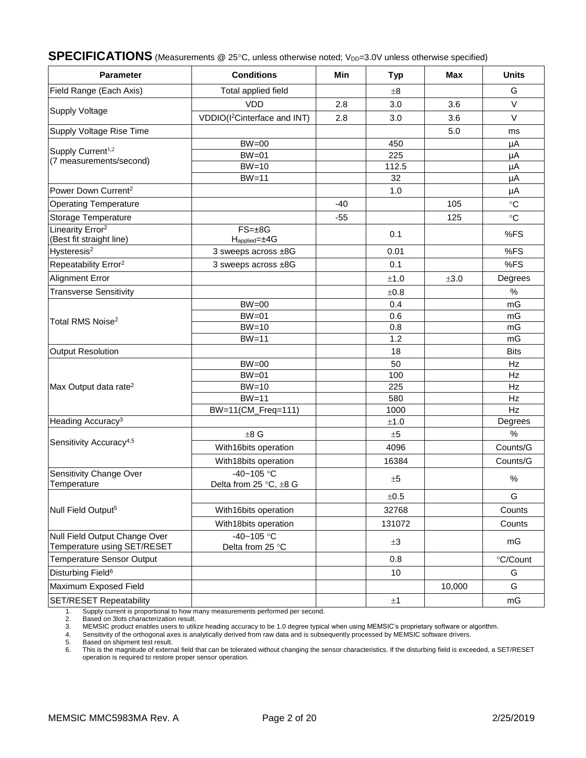## SPECIFICATIONS (Measurements @ 25°C, unless otherwise noted; $V_{DD}$=3.0V unless otherwise specified)

| Parameter | Conditions | Min | Typ | Max | Units |
|---|---|---|---|---|---|
| Field Range (Each Axis) | Total applied field | | ±8 | | G |
| Supply Voltage | VDD | 2.8 | 3.0 | 3.6 | V |
| | VDDIO(I²Cinterface and INT) | 2.8 | 3.0 | 3.6 | V |
| Supply Voltage Rise Time | | | | 5.0 | ms |
| Supply Current[1,2] (7 measurements/second) | BW=00 | | 450 | | µA |
| | BW=01 | | 225 | | µA |
| | BW=10 | | 112.5 | | µA |
| | BW=11 | | 32 | | µA |
| Power Down Current[2] | | | 1.0 | | µA |
| Operating Temperature | | -40 | | 105 | °C |
| Storage Temperature | | -55 | | 125 | °C |
| Linearity Error[2] (Best fit straight line) | FS=±8G $H_{applied}$=±4G | | 0.1 | | %FS |
| Hysteresis[2] | 3 sweeps across ±8G | | 0.01 | | %FS |
| Repeatability Error[2] | 3 sweeps across ±8G | | 0.1 | | %FS |
| Alignment Error | | | ±1.0 | ±3.0 | Degrees |
| Transverse Sensitivity | | | ±0.8 | | % |
| Total RMS Noise[2] | BW=00 | | 0.4 | | mG |
| | BW=01 | | 0.6 | | mG |
| | BW=10 | | 0.8 | | mG |
| | BW=11 | | 1.2 | | mG |
| Output Resolution | | | 18 | | Bits |
| Max Output data rate[2] | BW=00 | | 50 | | Hz |
| | BW=01 | | 100 | | Hz |
| | BW=10 | | 225 | | Hz |
| | BW=11 | | 580 | | Hz |
| | BW=11(CM_Freq=111) | | 1000 | | Hz |
| Heading Accuracy[3] | | | ±1.0 | | Degrees |
| Sensitivity Accuracy[4,5] | ±8 G | | ±5 | | % |
| | With16bits operation | | 4096 | | Counts/G |
| | With18bits operation | | 16384 | | Counts/G |
| Sensitivity Change Over Temperature | -40~105 °C Delta from 25 °C, ±8 G | | ±5 | | % |
| Null Field Output[5] | | | ±0.5 | | G |
| | With16bits operation | | 32768 | | Counts |
| | With18bits operation | | 131072 | | Counts |
| Null Field Output Change Over Temperature using SET/RESET | -40~105 °C Delta from 25 °C | | ±3 | | mG |
| Temperature Sensor Output | | | 0.8 | | °C/Count |
| Disturbing Field[6] | | | 10 | | G |
| Maximum Exposed Field | | | | 10,000 | G |
| SET/RESET Repeatability | | | ±1 | | mG |

1. Supply current is proportional to how many measurements performed per second.
2. Based on 3lots characterization result.
3. MEMSIC product enables users to utilize heading accuracy to be 1.0 degree typical when using MEMSIC's proprietary software or algorithm.
4. Sensitivity of the orthogonal axes is analytically derived from raw data and is subsequently processed by MEMSIC software drivers.
5. Based on shipment test result.
6. This is the magnitude of external field that can be tolerated without changing the sensor characteristics. If the disturbing field is exceeded, a SET/RESET operation is required to restore proper sensor operation.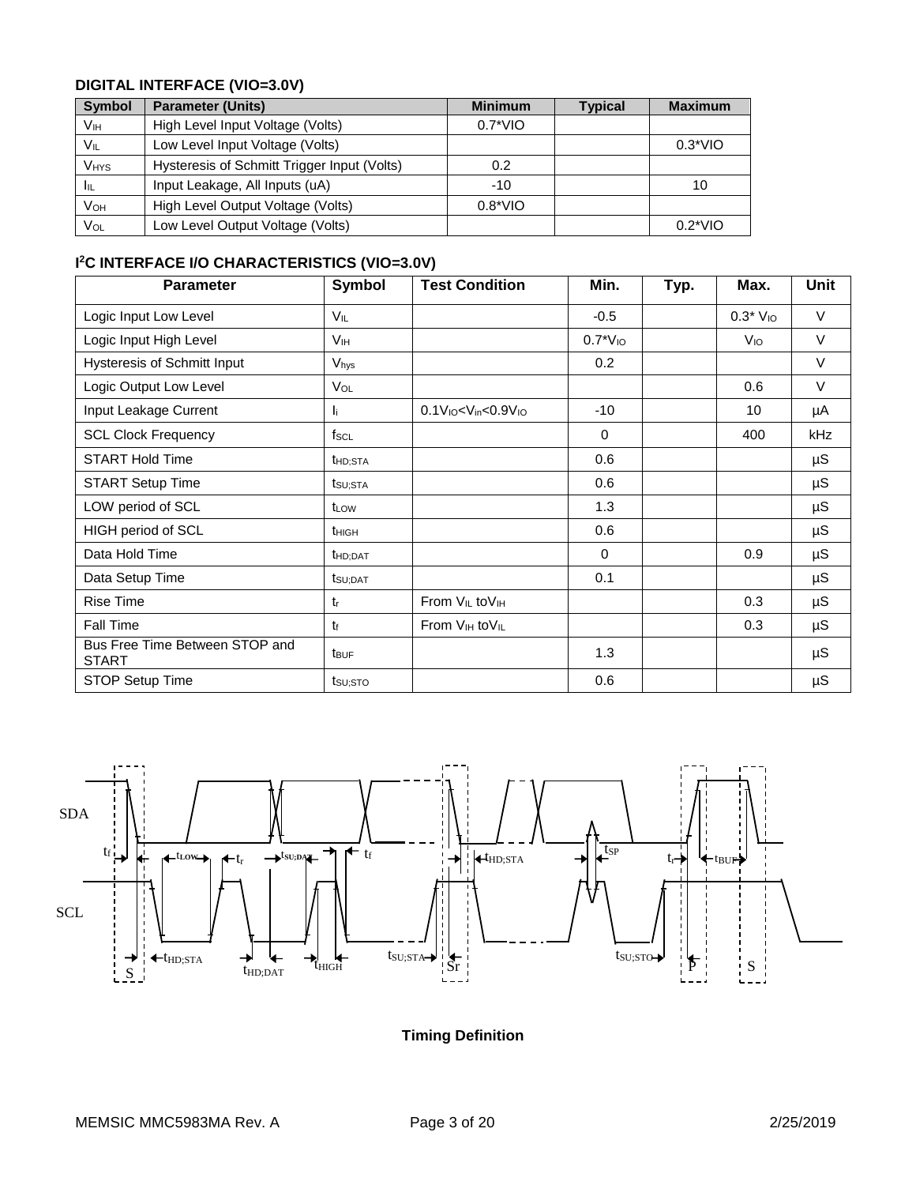### DIGITAL INTERFACE (VIO=3.0V)

| Symbol | Parameter (Units) | Minimum | Typical | Maximum |
|---|---|---|---|---|
| $V_{IH}$ | High Level Input Voltage (Volts) | 0.7*VIO | | |
| $V_{IL}$ | Low Level Input Voltage (Volts) | | | 0.3*VIO |
| $V_{HYS}$ | Hysteresis of Schmitt Trigger Input (Volts) | 0.2 | | |
| $I_{IL}$ | Input Leakage, All Inputs (uA) | -10 | | 10 |
| $V_{OH}$ | High Level Output Voltage (Volts) | 0.8*VIO | | |
| $V_{OL}$ | Low Level Output Voltage (Volts) | | | 0.2*VIO |

### I[2]C INTERFACE I/O CHARACTERISTICS (VIO=3.0V)

| Parameter | Symbol | Test Condition | Min. | Typ. | Max. | Unit |
|---|---|---|---|---|---|---|
| Logic Input Low Level | $V_{IL}$ | | -0.5 | | 0.3* $V_{IO}$ | V |
| Logic Input High Level | $V_{IH}$ | | 0.7*$V_{IO}$ | | $V_{IO}$ | V |
| Hysteresis of Schmitt Input | $V_{hys}$ | | 0.2 | | | V |
| Logic Output Low Level | $V_{OL}$ | | | | 0.6 | V |
| Input Leakage Current | $I_i$ | $0.1V_{IO}<V_{in}<0.9V_{IO}$ | -10 | | 10 | μA |
| SCL Clock Frequency | $f_{SCL}$ | | 0 | | 400 | kHz |
| START Hold Time | $t_{HD;STA}$ | | 0.6 | | | μS |
| START Setup Time | $t_{SU;STA}$ | | 0.6 | | | μS |
| LOW period of SCL | $t_{LOW}$ | | 1.3 | | | μS |
| HIGH period of SCL | $t_{HIGH}$ | | 0.6 | | | μS |
| Data Hold Time | $t_{HD;DAT}$ | | 0 | | 0.9 | μS |
| Data Setup Time | $t_{SU;DAT}$ | | 0.1 | | | μS |
| Rise Time | $t_r$ | From $V_{IL}$ to$V_{IH}$ | | | 0.3 | μS |
| Fall Time | $t_f$ | From $V_{IH}$ to$V_{IL}$ | | | 0.3 | μS |
| Bus Free Time Between STOP and START | $t_{BUF}$ | | 1.3 | | | μS |
| STOP Setup Time | $t_{SU;STO}$ | | 0.6 | | | μS |

**Timing Definition**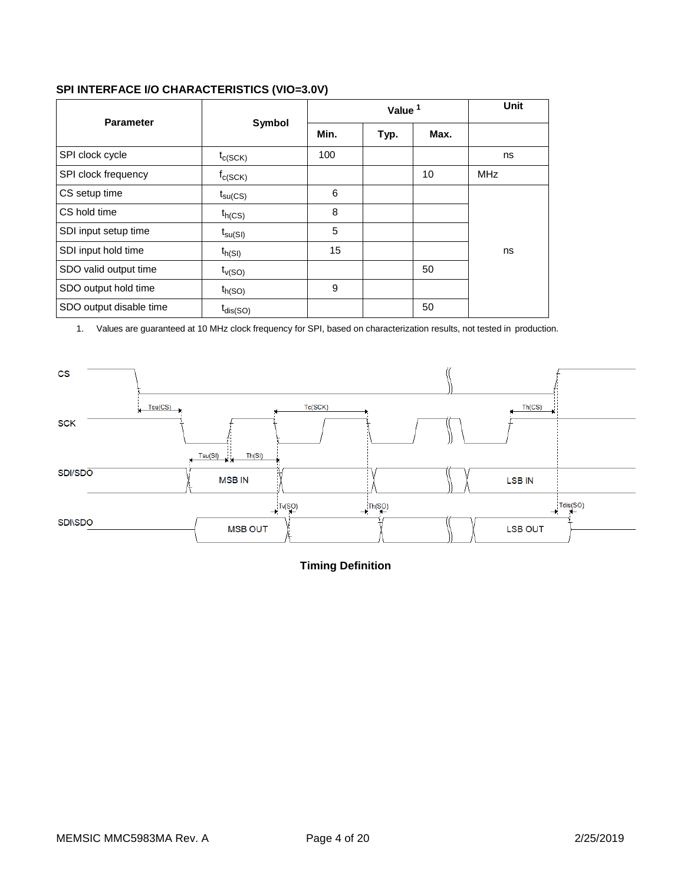**SPI INTERFACE I/O CHARACTERISTICS (VIO=3.0V)**

| Parameter | Symbol | Value [1] | | | Unit |
|---|---|---|---|---|---|
| | | Min. | Typ. | Max. | |
| SPI clock cycle | $t_{c(SCK)}$ | 100 | | | ns |
| SPI clock frequency | $f_{c(SCK)}$ | | | 10 | MHz |
| CS setup time | $t_{su(CS)}$ | 6 | | | ns |
| CS hold time | $t_{h(CS)}$ | 8 | | | ns |
| SDI input setup time | $t_{su(SI)}$ | 5 | | | ns |
| SDI input hold time | $t_{h(SI)}$ | 15 | | | ns |
| SDO valid output time | $t_{v(SO)}$ | | | 50 | ns |
| SDO output hold time | $t_{h(SO)}$ | 9 | | | ns |
| SDO output disable time | $t_{dis(SO)}$ | | | 50 | ns |

1. Values are guaranteed at 10 MHz clock frequency for SPI, based on characterization results, not tested in production.

**Timing Definition**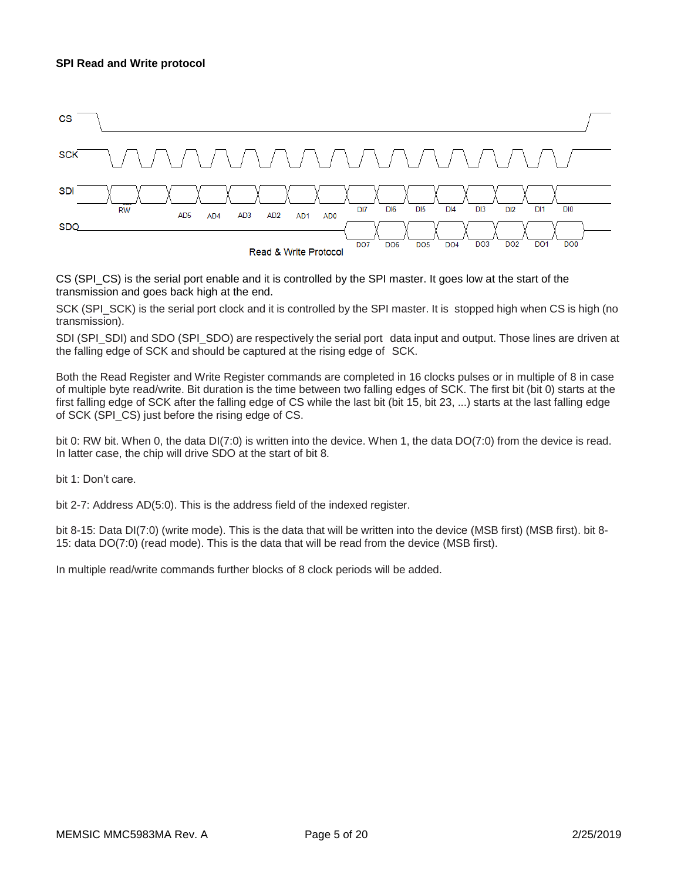**SPI Read and Write protocol**

Read & Write Protocol

CS (SPI_CS) is the serial port enable and it is controlled by the SPI master. It goes low at the start of the transmission and goes back high at the end.

SCK (SPI_SCK) is the serial port clock and it is controlled by the SPI master. It is stopped high when CS is high (no transmission).

SDI (SPI_SDI) and SDO (SPI_SDO) are respectively the serial port data input and output. Those lines are driven at the falling edge of SCK and should be captured at the rising edge of SCK.

Both the Read Register and Write Register commands are completed in 16 clocks pulses or in multiple of 8 in case of multiple byte read/write. Bit duration is the time between two falling edges of SCK. The first bit (bit 0) starts at the first falling edge of SCK after the falling edge of CS while the last bit (bit 15, bit 23, ...) starts at the last falling edge of SCK (SPI_CS) just before the rising edge of CS.

bit 0: RW bit. When 0, the data DI(7:0) is written into the device. When 1, the data DO(7:0) from the device is read. In latter case, the chip will drive SDO at the start of bit 8.

bit 1: Don't care.

bit 2-7: Address AD(5:0). This is the address field of the indexed register.

bit 8-15: Data DI(7:0) (write mode). This is the data that will be written into the device (MSB first) (MSB first). bit 8-15: data DO(7:0) (read mode). This is the data that will be read from the device (MSB first).

In multiple read/write commands further blocks of 8 clock periods will be added.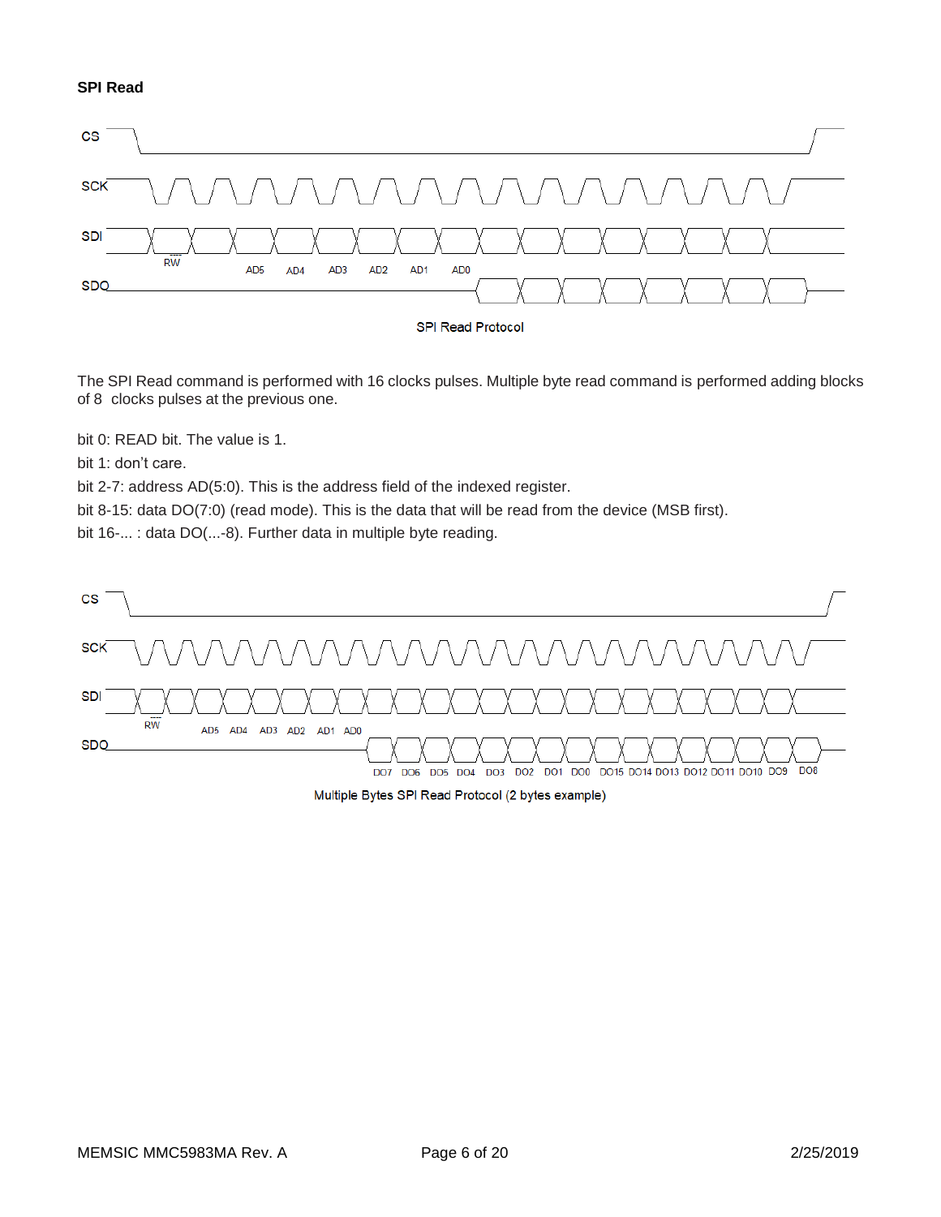### SPI Read

SPI Read Protocol

The SPI Read command is performed with 16 clocks pulses. Multiple byte read command is performed adding blocks of 8 clocks pulses at the previous one.

bit 0: READ bit. The value is 1.

bit 1: don't care.

bit 2-7: address AD(5:0). This is the address field of the indexed register.

bit 8-15: data DO(7:0) (read mode). This is the data that will be read from the device (MSB first).

bit 16-... : data DO(...-8). Further data in multiple byte reading.

Multiple Bytes SPI Read Protocol (2 bytes example)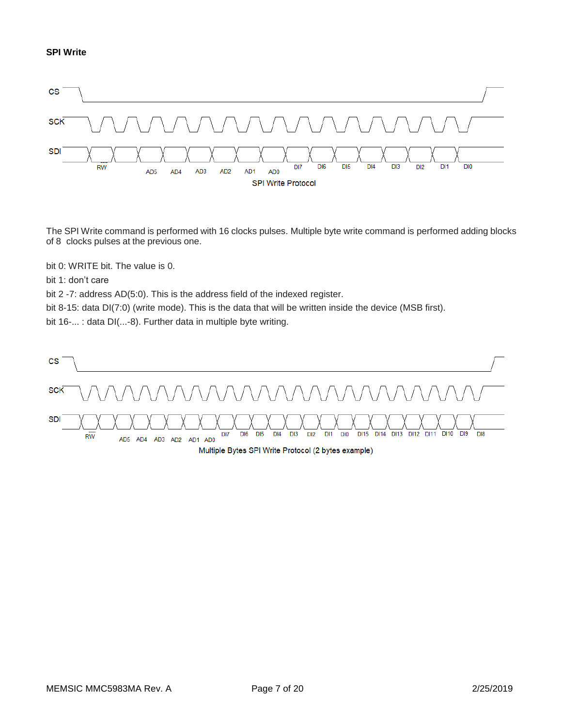**SPI Write**

SPI Write Protocol

The SPI Write command is performed with 16 clocks pulses. Multiple byte write command is performed adding blocks of 8 clocks pulses at the previous one.

bit 0: WRITE bit. The value is 0.

bit 1: don't care

bit 2 -7: address AD(5:0). This is the address field of the indexed register.

bit 8-15: data DI(7:0) (write mode). This is the data that will be written inside the device (MSB first).

bit 16-... : data DI(...-8). Further data in multiple byte writing.

Multiple Bytes SPI Write Protocol (2 bytes example)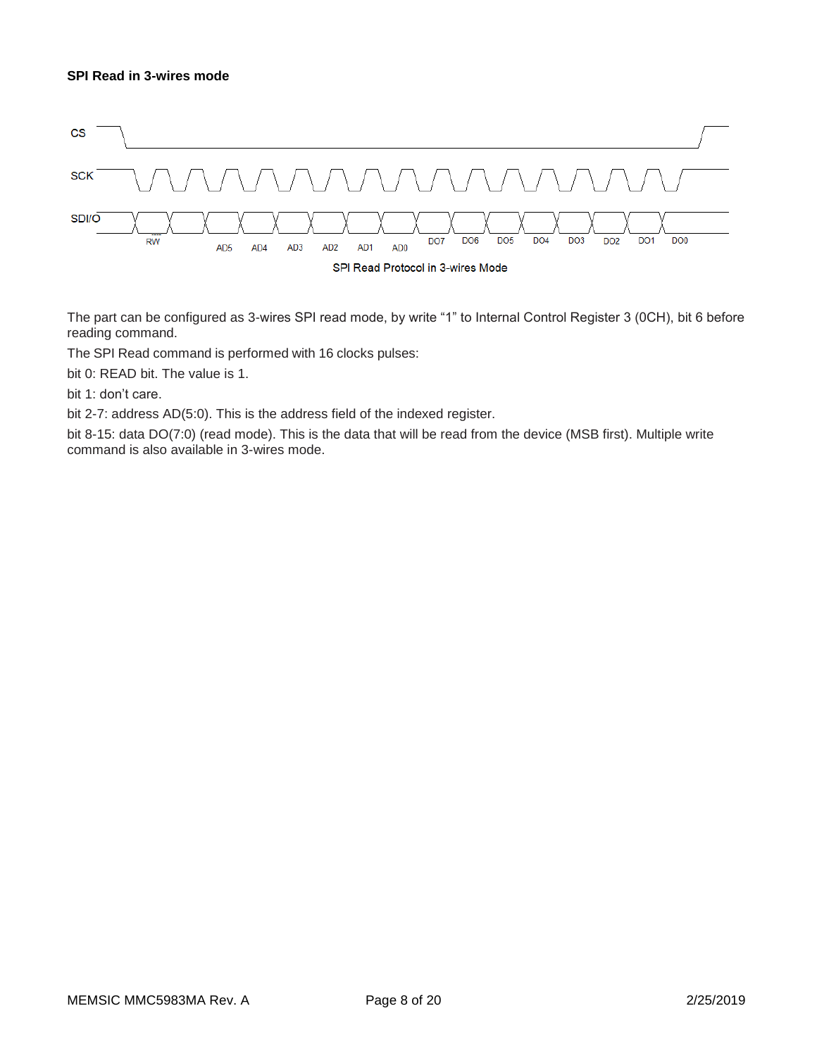**SPI Read in 3-wires mode**

SPI Read Protocol in 3-wires Mode

The part can be configured as 3-wires SPI read mode, by write “1” to Internal Control Register 3 (0CH), bit 6 before reading command.

The SPI Read command is performed with 16 clocks pulses:

bit 0: READ bit. The value is 1.

bit 1: don’t care.

bit 2-7: address AD(5:0). This is the address field of the indexed register.

bit 8-15: data DO(7:0) (read mode). This is the data that will be read from the device (MSB first). Multiple write command is also available in 3-wires mode.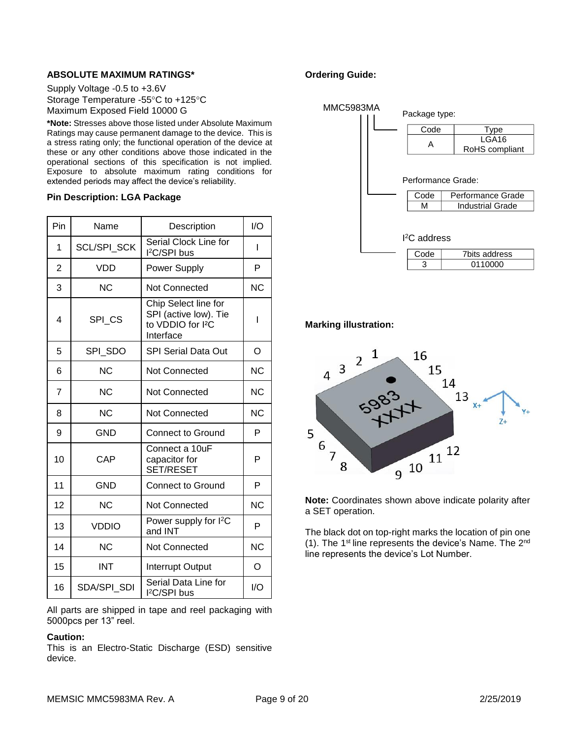**ABSOLUTE MAXIMUM RATINGS***

Supply Voltage -0.5 to +3.6V
Storage Temperature -55°C to +125°C
Maximum Exposed Field 10000 G

***Note:** Stresses above those listed under Absolute Maximum Ratings may cause permanent damage to the device. This is a stress rating only; the functional operation of the device at these or any other conditions above those indicated in the operational sections of this specification is not implied. Exposure to absolute maximum rating conditions for extended periods may affect the device's reliability.

**Pin Description: LGA Package**

| Pin | Name | Description | I/O |
|---|---|---|---|
| 1 | SCL/SPI_SCK | Serial Clock Line for I²C/SPI bus | I |
| 2 | VDD | Power Supply | P |
| 3 | NC | Not Connected | NC |
| 4 | SPI_CS | Chip Select line for SPI (active low). Tie to VDDIO for I²C Interface | I |
| 5 | SPI_SDO | SPI Serial Data Out | O |
| 6 | NC | Not Connected | NC |
| 7 | NC | Not Connected | NC |
| 8 | NC | Not Connected | NC |
| 9 | GND | Connect to Ground | P |
| 10 | CAP | Connect a 10uF capacitor for SET/RESET | P |
| 11 | GND | Connect to Ground | P |
| 12 | NC | Not Connected | NC |
| 13 | VDDIO | Power supply for I²C and INT | P |
| 14 | NC | Not Connected | NC |
| 15 | INT | Interrupt Output | O |
| 16 | SDA/SPI_SDI | Serial Data Line for I²C/SPI bus | I/O |

All parts are shipped in tape and reel packaging with 5000pcs per 13" reel.

**Caution:**
This is an Electro-Static Discharge (ESD) sensitive device.

**Ordering Guide:**

MMC5983MA

Package type:

| Code | Type |
|---|---|
| A | LGA16 RoHS compliant |

Performance Grade:

| Code | Performance Grade |
|---|---|
| M | Industrial Grade |

I²C address

| Code | 7bits address |
|---|---|
| 3 | 0110000 |

**Marking illustration:**

**Note:** Coordinates shown above indicate polarity after a SET operation.

The black dot on top-right marks the location of pin one (1). The 1st line represents the device's Name. The 2nd line represents the device's Lot Number.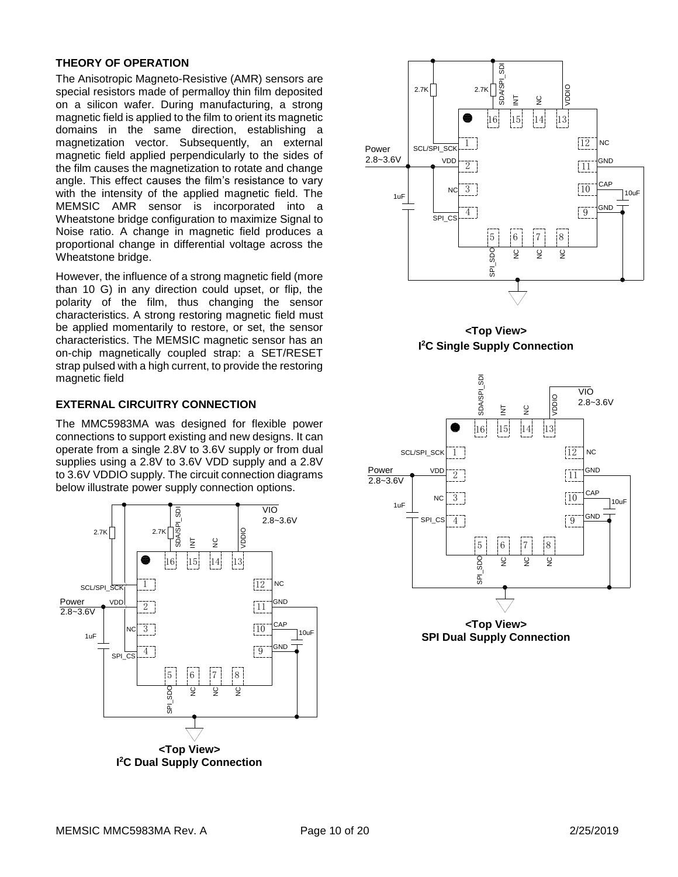## THEORY OF OPERATION

The Anisotropic Magneto-Resistive (AMR) sensors are special resistors made of permalloy thin film deposited on a silicon wafer. During manufacturing, a strong magnetic field is applied to the film to orient its magnetic domains in the same direction, establishing a magnetization vector. Subsequently, an external magnetic field applied perpendicularly to the sides of the film causes the magnetization to rotate and change angle. This effect causes the film's resistance to vary with the intensity of the applied magnetic field. The MEMSIC AMR sensor is incorporated into a Wheatstone bridge configuration to maximize Signal to Noise ratio. A change in magnetic field produces a proportional change in differential voltage across the Wheatstone bridge.

However, the influence of a strong magnetic field (more than 10 G) in any direction could upset, or flip, the polarity of the film, thus changing the sensor characteristics. A strong restoring magnetic field must be applied momentarily to restore, or set, the sensor characteristics. The MEMSIC magnetic sensor has an on-chip magnetically coupled strap: a SET/RESET strap pulsed with a high current, to provide the restoring magnetic field

## EXTERNAL CIRCUITRY CONNECTION

The MMC5983MA was designed for flexible power connections to support existing and new designs. It can operate from a single 2.8V to 3.6V supply or from dual supplies using a 2.8V to 3.6V VDD supply and a 2.8V to 3.6V VDDIO supply. The circuit connection diagrams below illustrate power supply connection options.

**<Top View>**
**I²C Dual Supply Connection**

**<Top View>**
**I²C Single Supply Connection**

**<Top View>**
**SPI Dual Supply Connection**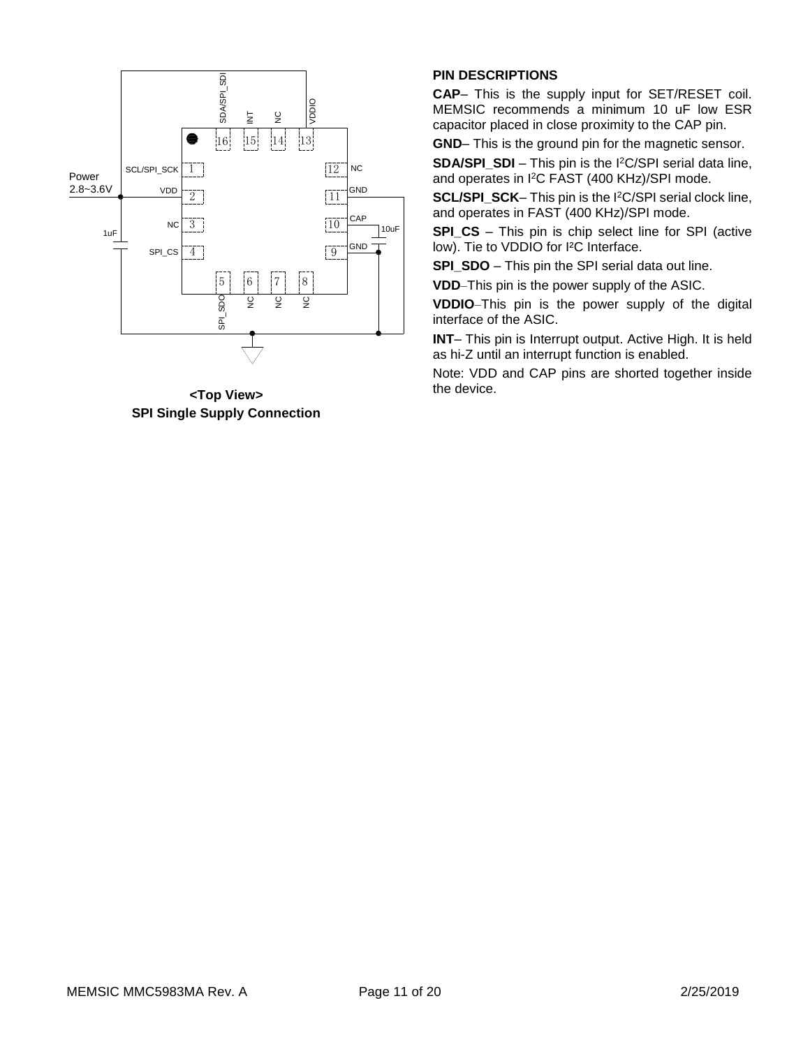<Top View>
**SPI Single Supply Connection**

**PIN DESCRIPTIONS**

**CAP**– This is the supply input for SET/RESET coil. MEMSIC recommends a minimum 10 uF low ESR capacitor placed in close proximity to the CAP pin.

**GND**– This is the ground pin for the magnetic sensor.

**SDA/SPI_SDI** – This pin is the I$^2$C/SPI serial data line, and operates in I$^2$C FAST (400 KHz)/SPI mode.

**SCL/SPI_SCK**– This pin is the I$^2$C/SPI serial clock line, and operates in FAST (400 KHz)/SPI mode.

**SPI_CS** – This pin is chip select line for SPI (active low). Tie to VDDIO for I²C Interface.

**SPI_SDO** – This pin the SPI serial data out line.

**VDD**–This pin is the power supply of the ASIC.

**VDDIO**–This pin is the power supply of the digital interface of the ASIC.

**INT**– This pin is Interrupt output. Active High. It is held as hi-Z until an interrupt function is enabled.

Note: VDD and CAP pins are shorted together inside the device.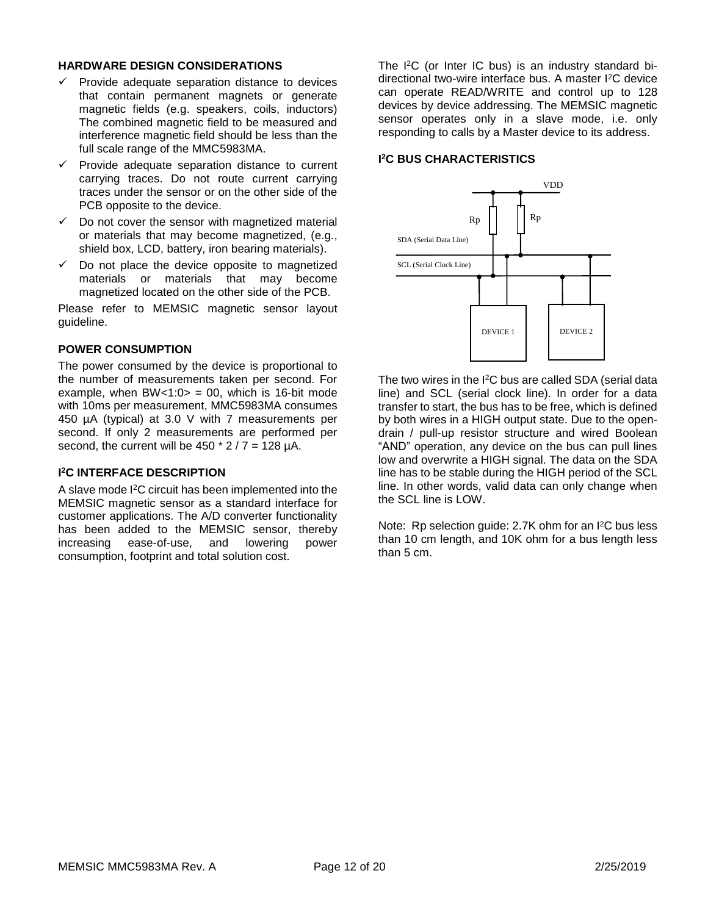### HARDWARE DESIGN CONSIDERATIONS

- ✓ Provide adequate separation distance to devices that contain permanent magnets or generate magnetic fields (e.g. speakers, coils, inductors) The combined magnetic field to be measured and interference magnetic field should be less than the full scale range of the MMC5983MA.
- ✓ Provide adequate separation distance to current carrying traces. Do not route current carrying traces under the sensor or on the other side of the PCB opposite to the device.
- ✓ Do not cover the sensor with magnetized material or materials that may become magnetized, (e.g., shield box, LCD, battery, iron bearing materials).
- ✓ Do not place the device opposite to magnetized materials or materials that may become magnetized located on the other side of the PCB.

Please refer to MEMSIC magnetic sensor layout guideline.

### POWER CONSUMPTION

The power consumed by the device is proportional to the number of measurements taken per second. For example, when BW<1:0> = 00, which is 16-bit mode with 10ms per measurement, MMC5983MA consumes 450 µA (typical) at 3.0 V with 7 measurements per second. If only 2 measurements are performed per second, the current will be 450 * 2 / 7 = 128 µA.

### I²C INTERFACE DESCRIPTION

A slave mode I²C circuit has been implemented into the MEMSIC magnetic sensor as a standard interface for customer applications. The A/D converter functionality has been added to the MEMSIC sensor, thereby increasing ease-of-use, and lowering power consumption, footprint and total solution cost.

The I²C (or Inter IC bus) is an industry standard bi-directional two-wire interface bus. A master I²C device can operate READ/WRITE and control up to 128 devices by device addressing. The MEMSIC magnetic sensor operates only in a slave mode, i.e. only responding to calls by a Master device to its address.

### I²C BUS CHARACTERISTICS

VDD

Rp Rp

SDA (Serial Data Line)

SCL (Serial Clock Line)

DEVICE 1 DEVICE 2

The two wires in the I²C bus are called SDA (serial data line) and SCL (serial clock line). In order for a data transfer to start, the bus has to be free, which is defined by both wires in a HIGH output state. Due to the open-drain / pull-up resistor structure and wired Boolean "AND" operation, any device on the bus can pull lines low and overwrite a HIGH signal. The data on the SDA line has to be stable during the HIGH period of the SCL line. In other words, valid data can only change when the SCL line is LOW.

Note: Rp selection guide: 2.7K ohm for an I²C bus less than 10 cm length, and 10K ohm for a bus length less than 5 cm.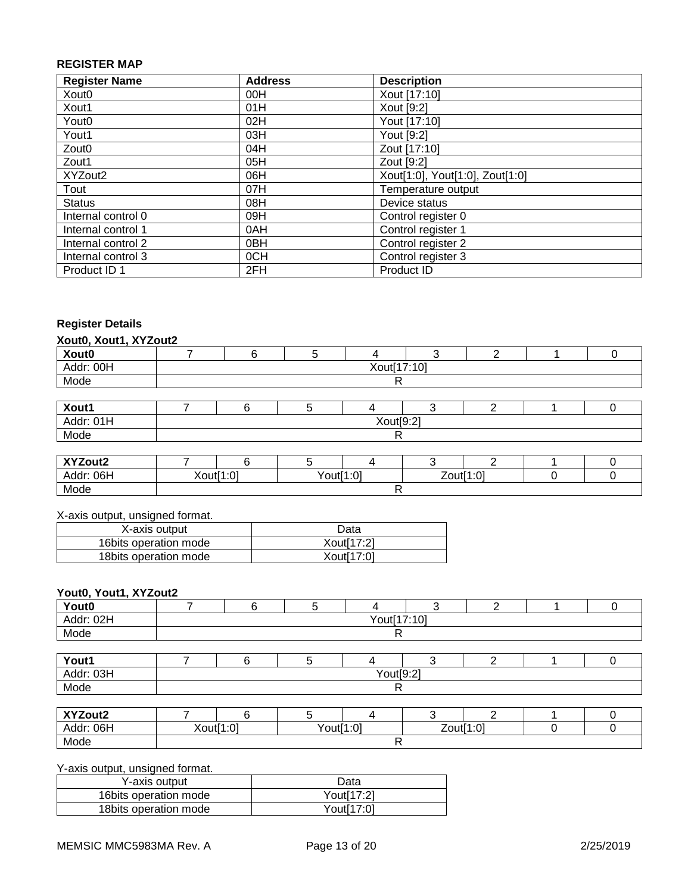## REGISTER MAP

| Register Name | Address | Description |
| --- | --- | --- |
| Xout0 | 00H | Xout [17:10] |
| Xout1 | 01H | Xout [9:2] |
| Yout0 | 02H | Yout [17:10] |
| Yout1 | 03H | Yout [9:2] |
| Zout0 | 04H | Zout [17:10] |
| Zout1 | 05H | Zout [9:2] |
| XYZout2 | 06H | Xout[1:0], Yout[1:0], Zout[1:0] |
| Tout | 07H | Temperature output |
| Status | 08H | Device status |
| Internal control 0 | 09H | Control register 0 |
| Internal control 1 | 0AH | Control register 1 |
| Internal control 2 | 0BH | Control register 2 |
| Internal control 3 | 0CH | Control register 3 |
| Product ID 1 | 2FH | Product ID |

### Register Details

**Xout0, Xout1, XYZout2**

| Xout0 | 7 | 6 | 5 | 4 | 3 | 2 | 1 | 0 |
| --- | --- | --- | --- | --- | --- | --- | --- | --- |
| Addr: 00H | Xout[17:10] | | | | | | | |
| Mode | R | | | | | | | |

| Xout1 | 7 | 6 | 5 | 4 | 3 | 2 | 1 | 0 |
| --- | --- | --- | --- | --- | --- | --- | --- | --- |
| Addr: 01H | Xout[9:2] | | | | | | | |
| Mode | R | | | | | | | |

| XYZout2 | 7 | 6 | 5 | 4 | 3 | 2 | 1 | 0 |
| --- | --- | --- | --- | --- | --- | --- | --- | --- |
| Addr: 06H | Xout[1:0] | | Yout[1:0] | | Zout[1:0] | | 0 | 0 |
| Mode | R | | | | | | | |

X-axis output, unsigned format.

| X-axis output | Data |
| --- | --- |
| 16bits operation mode | Xout[17:2] |
| 18bits operation mode | Xout[17:0] |

**Yout0, Yout1, XYZout2**

| Yout0 | 7 | 6 | 5 | 4 | 3 | 2 | 1 | 0 |
| --- | --- | --- | --- | --- | --- | --- | --- | --- |
| Addr: 02H | Yout[17:10] | | | | | | | |
| Mode | R | | | | | | | |

| Yout1 | 7 | 6 | 5 | 4 | 3 | 2 | 1 | 0 |
| --- | --- | --- | --- | --- | --- | --- | --- | --- |
| Addr: 03H | Yout[9:2] | | | | | | | |
| Mode | R | | | | | | | |

| XYZout2 | 7 | 6 | 5 | 4 | 3 | 2 | 1 | 0 |
| --- | --- | --- | --- | --- | --- | --- | --- | --- |
| Addr: 06H | Xout[1:0] | | Yout[1:0] | | Zout[1:0] | | 0 | 0 |
| Mode | R | | | | | | | |

Y-axis output, unsigned format.

| Y-axis output | Data |
| --- | --- |
| 16bits operation mode | Yout[17:2] |
| 18bits operation mode | Yout[17:0] |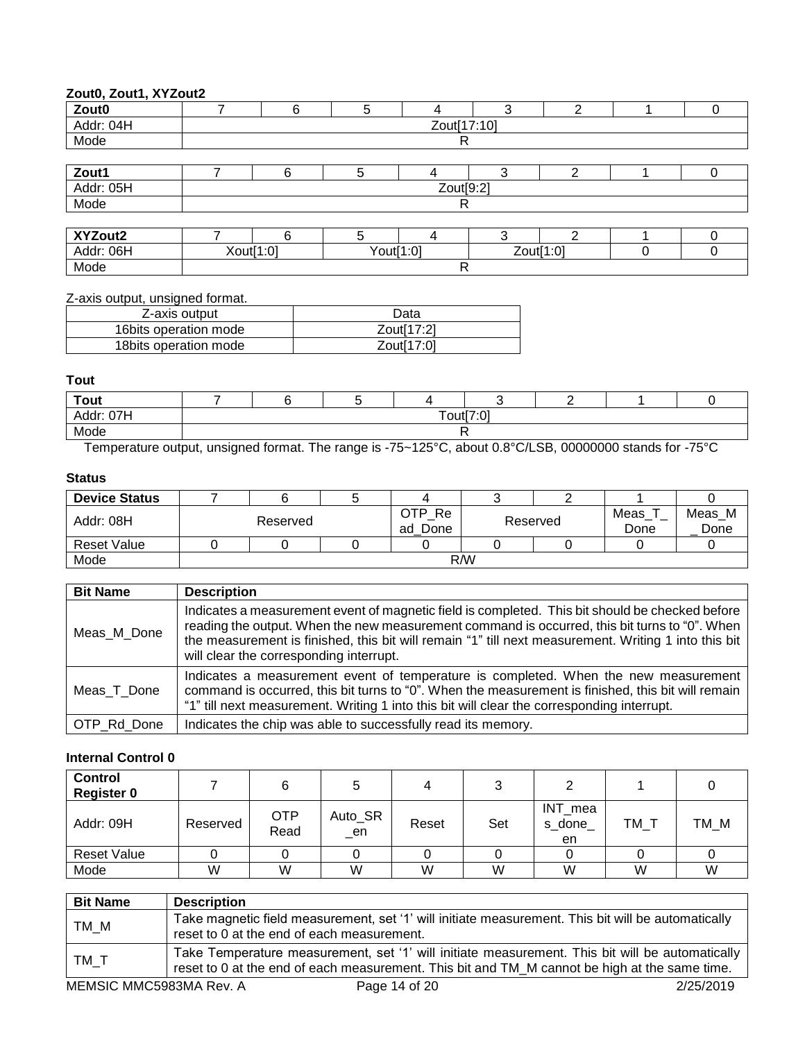**Zout0, Zout1, XYZout2**

| Zout0 | 7 | 6 | 5 | 4 | 3 | 2 | 1 | 0 |
|---|---|---|---|---|---|---|---|---|
| Addr: 04H | Zout[17:10] | | | | | | | |
| Mode | R | | | | | | | |

| Zout1 | 7 | 6 | 5 | 4 | 3 | 2 | 1 | 0 |
|---|---|---|---|---|---|---|---|---|
| Addr: 05H | Zout[9:2] | | | | | | | |
| Mode | R | | | | | | | |

| XYZout2 | 7 | 6 | 5 | 4 | 3 | 2 | 1 | 0 |
|---|---|---|---|---|---|---|---|---|
| Addr: 06H | Xout[1:0] | | Yout[1:0] | | Zout[1:0] | | 0 | 0 |
| Mode | R | | | | | | | |

Z-axis output, unsigned format.

| Z-axis output | Data |
|---|---|
| 16bits operation mode | Zout[17:2] |
| 18bits operation mode | Zout[17:0] |

**Tout**

| Tout | 7 | 6 | 5 | 4 | 3 | 2 | 1 | 0 |
|---|---|---|---|---|---|---|---|---|
| Addr: 07H | Tout[7:0] | | | | | | | |
| Mode | R | | | | | | | |

Temperature output, unsigned format. The range is -75~125°C, about 0.8°C/LSB, 00000000 stands for -75°C

**Status**

| Device Status | 7 | 6 | 5 | 4 | 3 | 2 | 1 | 0 |
|---|---|---|---|---|---|---|---|---|
| Addr: 08H | Reserved | | | OTP_Read_Done | Reserved | | Meas_T_Done | Meas_M_Done |
| Reset Value | 0 | 0 | 0 | 0 | 0 | 0 | 0 | 0 |
| Mode | R/W | | | | | | | |

| Bit Name | Description |
|---|---|
| Meas_M_Done | Indicates a measurement event of magnetic field is completed. This bit should be checked before reading the output. When the new measurement command is occurred, this bit turns to "0". When the measurement is finished, this bit will remain "1" till next measurement. Writing 1 into this bit will clear the corresponding interrupt. |
| Meas_T_Done | Indicates a measurement event of temperature is completed. When the new measurement command is occurred, this bit turns to "0". When the measurement is finished, this bit will remain "1" till next measurement. Writing 1 into this bit will clear the corresponding interrupt. |
| OTP_Rd_Done | Indicates the chip was able to successfully read its memory. |

**Internal Control 0**

| Control Register 0 | 7 | 6 | 5 | 4 | 3 | 2 | 1 | 0 |
|---|---|---|---|---|---|---|---|---|
| Addr: 09H | Reserved | OTP Read | Auto_SR_en | Reset | Set | INT_meas_done_en | TM_T | TM_M |
| Reset Value | 0 | 0 | 0 | 0 | 0 | 0 | 0 | 0 |
| Mode | W | W | W | W | W | W | W | W |

| Bit Name | Description |
|---|---|
| TM_M | Take magnetic field measurement, set '1' will initiate measurement. This bit will be automatically reset to 0 at the end of each measurement. |
| TM_T | Take Temperature measurement, set '1' will initiate measurement. This bit will be automatically reset to 0 at the end of each measurement. This bit and TM_M cannot be high at the same time. |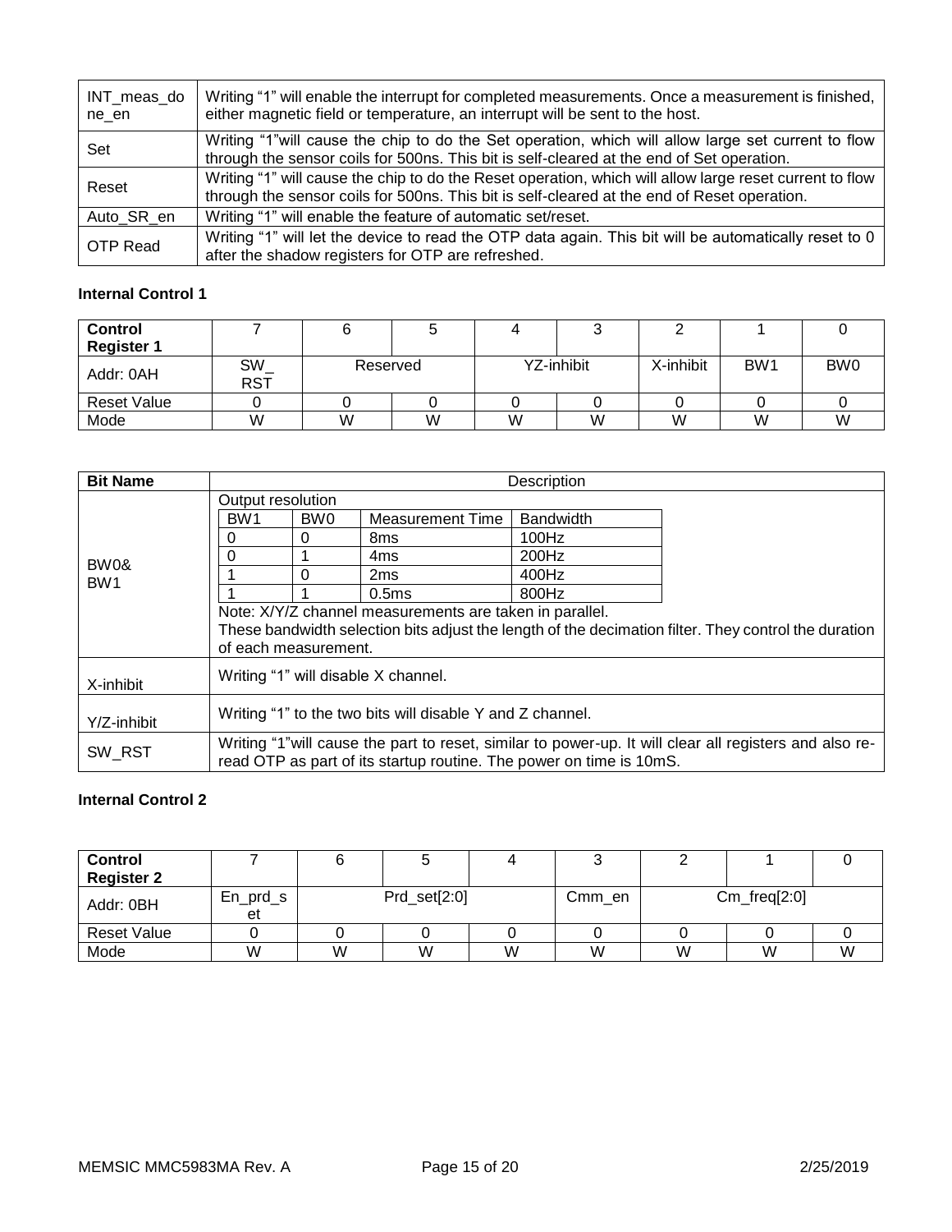| | |
|---|---|
| INT_meas_done_en | Writing "1" will enable the interrupt for completed measurements. Once a measurement is finished, either magnetic field or temperature, an interrupt will be sent to the host. |
| Set | Writing "1"will cause the chip to do the Set operation, which will allow large set current to flow through the sensor coils for 500ns. This bit is self-cleared at the end of Set operation. |
| Reset | Writing "1" will cause the chip to do the Reset operation, which will allow large reset current to flow through the sensor coils for 500ns. This bit is self-cleared at the end of Reset operation. |
| Auto_SR_en | Writing "1" will enable the feature of automatic set/reset. |
| OTP Read | Writing "1" will let the device to read the OTP data again. This bit will be automatically reset to 0 after the shadow registers for OTP are refreshed. |

**Internal Control 1**

| Control Register 1 | 7 | 6 | 5 | 4 | 3 | 2 | 1 | 0 |
|---|---|---|---|---|---|---|---|---|
| Addr: 0AH | SW_RST | Reserved | | YZ-inhibit | | X-inhibit | BW1 | BW0 |
| Reset Value | 0 | 0 | 0 | 0 | 0 | 0 | 0 | 0 |
| Mode | W | W | W | W | W | W | W | W |

| Bit Name | Description |
|---|---|
| BW0& BW1 | Output resolution<br><br>BW1 / BW0 / Measurement Time / Bandwidth<br>0 / 0 / 8ms / 100Hz<br>0 / 1 / 4ms / 200Hz<br>1 / 0 / 2ms / 400Hz<br>1 / 1 / 0.5ms / 800Hz<br><br>Note: X/Y/Z channel measurements are taken in parallel.<br>These bandwidth selection bits adjust the length of the decimation filter. They control the duration of each measurement. |
| X-inhibit | Writing "1" will disable X channel. |
| Y/Z-inhibit | Writing "1" to the two bits will disable Y and Z channel. |
| SW_RST | Writing "1"will cause the part to reset, similar to power-up. It will clear all registers and also re-read OTP as part of its startup routine. The power on time is 10mS. |

**Internal Control 2**

| Control Register 2 | 7 | 6 | 5 | 4 | 3 | 2 | 1 | 0 |
|---|---|---|---|---|---|---|---|---|
| Addr: 0BH | En_prd_set | Prd_set[2:0] | | | Cmm_en | Cm_freq[2:0] | | |
| Reset Value | 0 | 0 | 0 | 0 | 0 | 0 | 0 | 0 |
| Mode | W | W | W | W | W | W | W | W |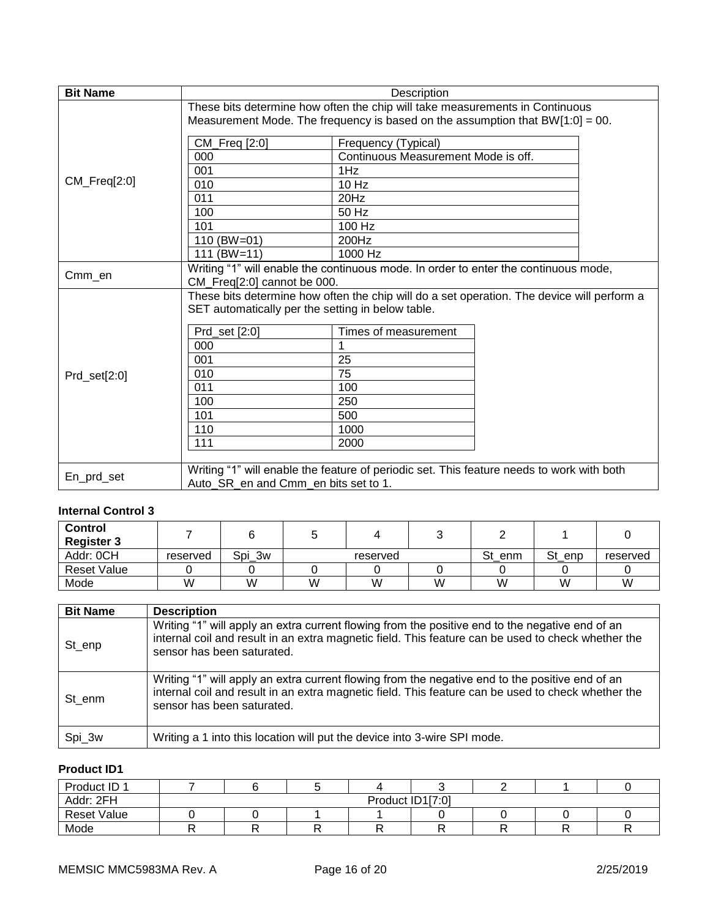| Bit Name | Description |
|---|---|
| CM_Freq[2:0] | These bits determine how often the chip will take measurements in Continuous Measurement Mode. The frequency is based on the assumption that BW[1:0] = 00.<br><br>CM_Freq [2:0] — Frequency (Typical)<br>000 — Continuous Measurement Mode is off.<br>001 — 1Hz<br>010 — 10 Hz<br>011 — 20Hz<br>100 — 50 Hz<br>101 — 100 Hz<br>110 (BW=01) — 200Hz<br>111 (BW=11) — 1000 Hz |
| Cmm_en | Writing “1” will enable the continuous mode. In order to enter the continuous mode, CM_Freq[2:0] cannot be 000. |
| Prd_set[2:0] | These bits determine how often the chip will do a set operation. The device will perform a SET automatically per the setting in below table.<br><br>Prd_set [2:0] — Times of measurement<br>000 — 1<br>001 — 25<br>010 — 75<br>011 — 100<br>100 — 250<br>101 — 500<br>110 — 1000<br>111 — 2000 |
| En_prd_set | Writing “1” will enable the feature of periodic set. This feature needs to work with both Auto_SR_en and Cmm_en bits set to 1. |

**Internal Control 3**

| Control Register 3 | 7 | 6 | 5 | 4 | 3 | 2 | 1 | 0 |
|---|---|---|---|---|---|---|---|---|
| Addr: 0CH | reserved | Spi_3w | reserved | | | St_enm | St_enp | reserved |
| Reset Value | 0 | 0 | 0 | 0 | 0 | 0 | 0 | 0 |
| Mode | W | W | W | W | W | W | W | W |

| Bit Name | Description |
|---|---|
| St_enp | Writing “1” will apply an extra current flowing from the positive end to the negative end of an internal coil and result in an extra magnetic field. This feature can be used to check whether the sensor has been saturated. |
| St_enm | Writing “1” will apply an extra current flowing from the negative end to the positive end of an internal coil and result in an extra magnetic field. This feature can be used to check whether the sensor has been saturated. |
| Spi_3w | Writing a 1 into this location will put the device into 3-wire SPI mode. |

**Product ID1**

| Product ID 1 | 7 | 6 | 5 | 4 | 3 | 2 | 1 | 0 |
|---|---|---|---|---|---|---|---|---|
| Addr: 2FH | Product ID1[7:0] | | | | | | | |
| Reset Value | 0 | 0 | 1 | 1 | 0 | 0 | 0 | 0 |
| Mode | R | R | R | R | R | R | R | R |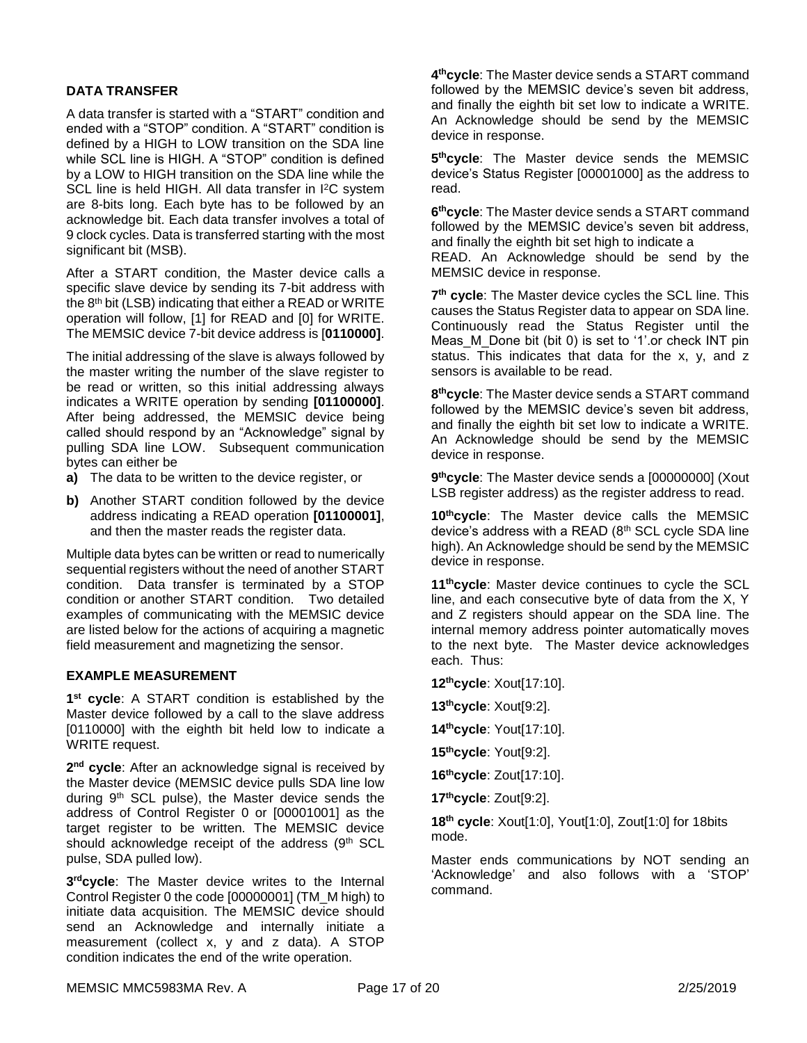### DATA TRANSFER

A data transfer is started with a “START” condition and ended with a “STOP” condition. A “START” condition is defined by a HIGH to LOW transition on the SDA line while SCL line is HIGH. A “STOP” condition is defined by a LOW to HIGH transition on the SDA line while the SCL line is held HIGH. All data transfer in I²C system are 8-bits long. Each byte has to be followed by an acknowledge bit. Each data transfer involves a total of 9 clock cycles. Data is transferred starting with the most significant bit (MSB).

After a START condition, the Master device calls a specific slave device by sending its 7-bit address with the 8th bit (LSB) indicating that either a READ or WRITE operation will follow, [1] for READ and [0] for WRITE. The MEMSIC device 7-bit device address is [**0110000]**.

The initial addressing of the slave is always followed by the master writing the number of the slave register to be read or written, so this initial addressing always indicates a WRITE operation by sending **[01100000]**. After being addressed, the MEMSIC device being called should respond by an “Acknowledge” signal by pulling SDA line LOW. Subsequent communication bytes can either be

**a)** The data to be written to the device register, or

**b)** Another START condition followed by the device address indicating a READ operation **[01100001]**, and then the master reads the register data.

Multiple data bytes can be written or read to numerically sequential registers without the need of another START condition. Data transfer is terminated by a STOP condition or another START condition. Two detailed examples of communicating with the MEMSIC device are listed below for the actions of acquiring a magnetic field measurement and magnetizing the sensor.

### EXAMPLE MEASUREMENT

**1st cycle**: A START condition is established by the Master device followed by a call to the slave address [0110000] with the eighth bit held low to indicate a WRITE request.

**2nd cycle**: After an acknowledge signal is received by the Master device (MEMSIC device pulls SDA line low during 9th SCL pulse), the Master device sends the address of Control Register 0 or [00001001] as the target register to be written. The MEMSIC device should acknowledge receipt of the address (9th SCL pulse, SDA pulled low).

**3rd cycle**: The Master device writes to the Internal Control Register 0 the code [00000001] (TM_M high) to initiate data acquisition. The MEMSIC device should send an Acknowledge and internally initiate a measurement (collect x, y and z data). A STOP condition indicates the end of the write operation.

**4th cycle**: The Master device sends a START command followed by the MEMSIC device’s seven bit address, and finally the eighth bit set low to indicate a WRITE. An Acknowledge should be send by the MEMSIC device in response.

**5th cycle**: The Master device sends the MEMSIC device’s Status Register [00001000] as the address to read.

**6th cycle**: The Master device sends a START command followed by the MEMSIC device’s seven bit address, and finally the eighth bit set high to indicate a READ. An Acknowledge should be send by the MEMSIC device in response.

**7th cycle**: The Master device cycles the SCL line. This causes the Status Register data to appear on SDA line. Continuously read the Status Register until the Meas_M_Done bit (bit 0) is set to ‘1’.or check INT pin status. This indicates that data for the x, y, and z sensors is available to be read.

**8th cycle**: The Master device sends a START command followed by the MEMSIC device’s seven bit address, and finally the eighth bit set low to indicate a WRITE. An Acknowledge should be send by the MEMSIC device in response.

**9th cycle**: The Master device sends a [00000000] (Xout LSB register address) as the register address to read.

**10th cycle**: The Master device calls the MEMSIC device’s address with a READ (8th SCL cycle SDA line high). An Acknowledge should be send by the MEMSIC device in response.

**11th cycle**: Master device continues to cycle the SCL line, and each consecutive byte of data from the X, Y and Z registers should appear on the SDA line. The internal memory address pointer automatically moves to the next byte. The Master device acknowledges each. Thus:

**12th cycle**: Xout[17:10].

**13th cycle**: Xout[9:2].

**14th cycle**: Yout[17:10].

**15th cycle**: Yout[9:2].

**16th cycle**: Zout[17:10].

**17th cycle**: Zout[9:2].

**18th cycle**: Xout[1:0], Yout[1:0], Zout[1:0] for 18bits mode.

Master ends communications by NOT sending an ‘Acknowledge’ and also follows with a ‘STOP’ command.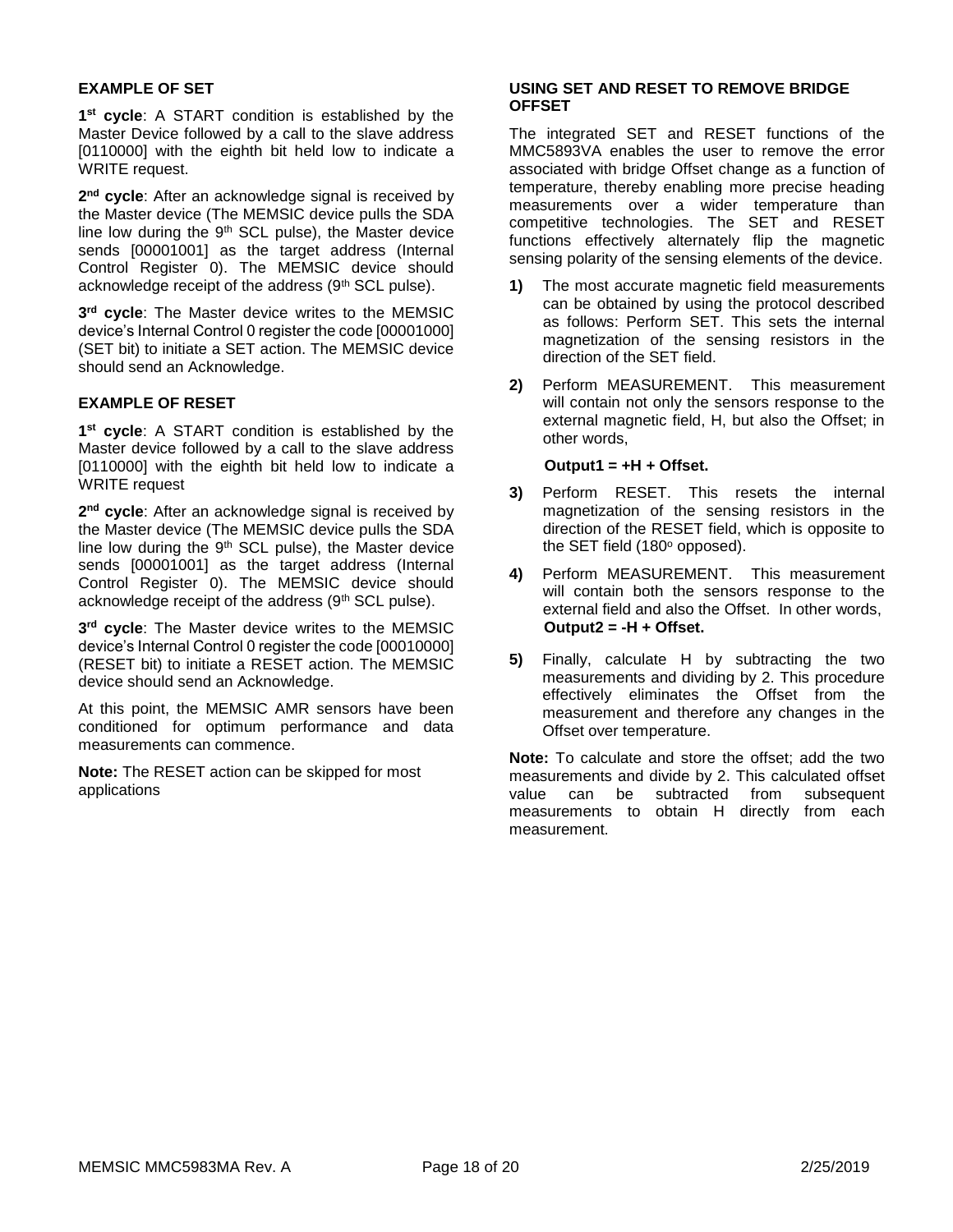## EXAMPLE OF SET

**1st cycle**: A START condition is established by the Master Device followed by a call to the slave address [0110000] with the eighth bit held low to indicate a WRITE request.

**2nd cycle**: After an acknowledge signal is received by the Master device (The MEMSIC device pulls the SDA line low during the 9th SCL pulse), the Master device sends [00001001] as the target address (Internal Control Register 0). The MEMSIC device should acknowledge receipt of the address (9th SCL pulse).

**3rd cycle**: The Master device writes to the MEMSIC device's Internal Control 0 register the code [00001000] (SET bit) to initiate a SET action. The MEMSIC device should send an Acknowledge.

## EXAMPLE OF RESET

**1st cycle**: A START condition is established by the Master device followed by a call to the slave address [0110000] with the eighth bit held low to indicate a WRITE request

**2nd cycle**: After an acknowledge signal is received by the Master device (The MEMSIC device pulls the SDA line low during the 9th SCL pulse), the Master device sends [00001001] as the target address (Internal Control Register 0). The MEMSIC device should acknowledge receipt of the address (9th SCL pulse).

**3rd cycle**: The Master device writes to the MEMSIC device's Internal Control 0 register the code [00010000] (RESET bit) to initiate a RESET action. The MEMSIC device should send an Acknowledge.

At this point, the MEMSIC AMR sensors have been conditioned for optimum performance and data measurements can commence.

**Note:** The RESET action can be skipped for most applications

## USING SET AND RESET TO REMOVE BRIDGE OFFSET

The integrated SET and RESET functions of the MMC5893VA enables the user to remove the error associated with bridge Offset change as a function of temperature, thereby enabling more precise heading measurements over a wider temperature than competitive technologies. The SET and RESET functions effectively alternately flip the magnetic sensing polarity of the sensing elements of the device.

**1)** The most accurate magnetic field measurements can be obtained by using the protocol described as follows: Perform SET. This sets the internal magnetization of the sensing resistors in the direction of the SET field.

**2)** Perform MEASUREMENT. This measurement will contain not only the sensors response to the external magnetic field, H, but also the Offset; in other words,

**Output1 = +H + Offset.**

**3)** Perform RESET. This resets the internal magnetization of the sensing resistors in the direction of the RESET field, which is opposite to the SET field ($180^{o}$ opposed).

**4)** Perform MEASUREMENT. This measurement will contain both the sensors response to the external field and also the Offset. In other words, **Output2 = -H + Offset.**

**5)** Finally, calculate H by subtracting the two measurements and dividing by 2. This procedure effectively eliminates the Offset from the measurement and therefore any changes in the Offset over temperature.

**Note:** To calculate and store the offset; add the two measurements and divide by 2. This calculated offset value can be subtracted from subsequent measurements to obtain H directly from each measurement.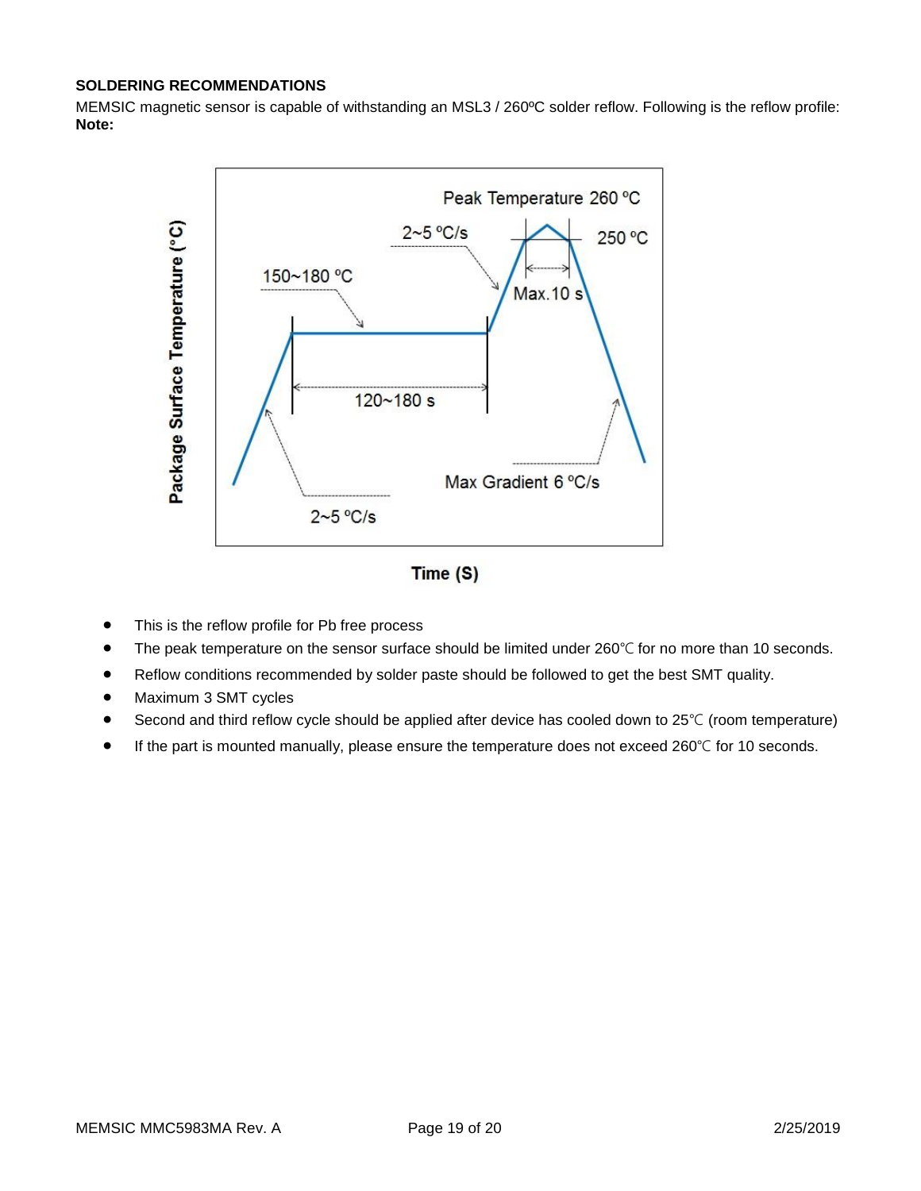**SOLDERING RECOMMENDATIONS**

MEMSIC magnetic sensor is capable of withstanding an MSL3 / 260ºC solder reflow. Following is the reflow profile:

**Note:**

- This is the reflow profile for Pb free process
- The peak temperature on the sensor surface should be limited under 260℃ for no more than 10 seconds.
- Reflow conditions recommended by solder paste should be followed to get the best SMT quality.
- Maximum 3 SMT cycles
- Second and third reflow cycle should be applied after device has cooled down to 25℃ (room temperature)
- If the part is mounted manually, please ensure the temperature does not exceed 260℃ for 10 seconds.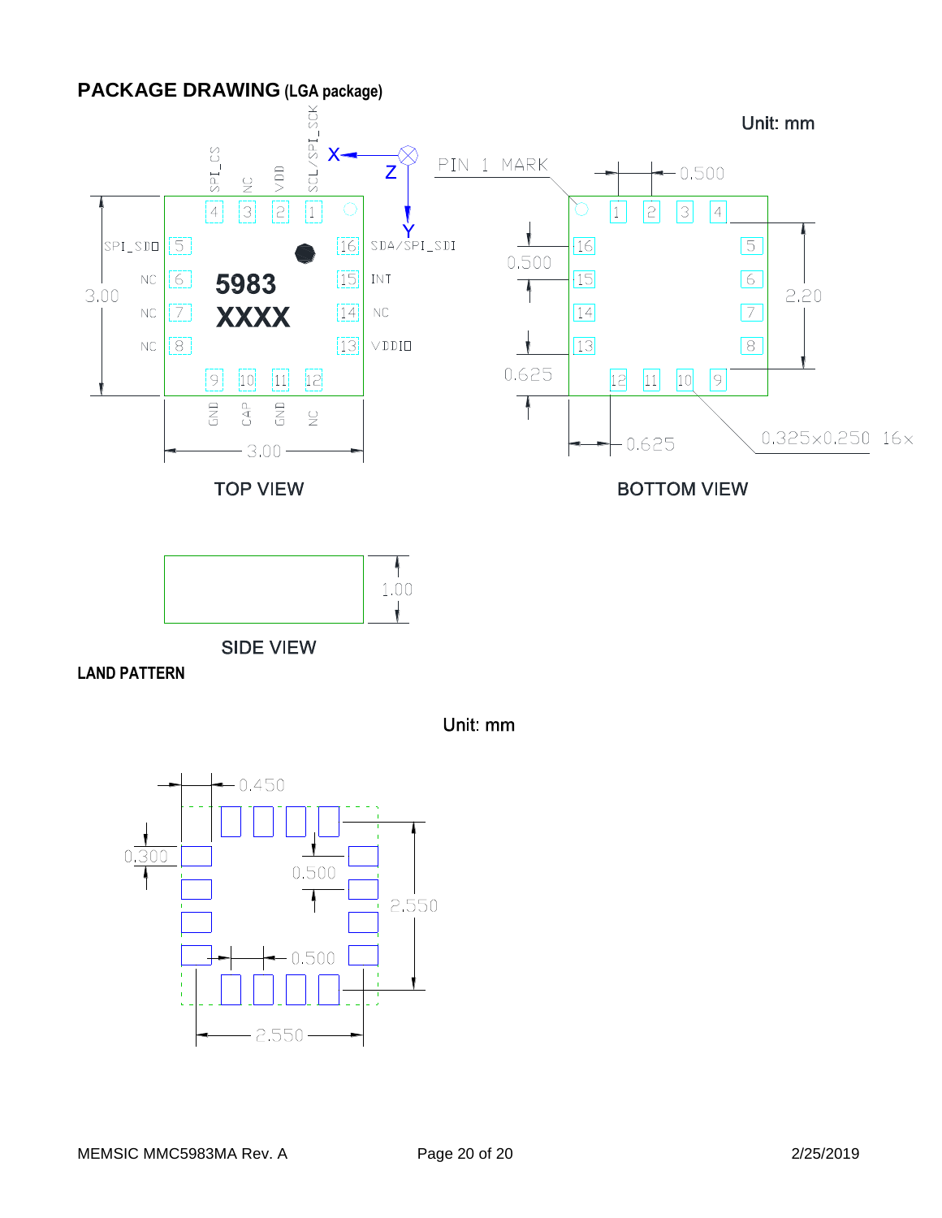## PACKAGE DRAWING (LGA package)

Unit: mm

X
Z
Y

SPI_CS
NC
VDD
SCL/SPI_SCK

4 3 2 1

SPI_SDO 5
NC 6
NC 7
NC 8

16 SDA/SPI_SDI
15 INT
14 NC
13 VDDIO

5983
XXXX

9 10 11 12

GND
CAP
GND
NC

3.00

3.00

TOP VIEW

PIN 1 MARK

0.500

1 2 3 4

16 5
15 6
14 7
13 8

12 11 10 9

0.500
0.625
2.20
0.625
0.325×0.250 16×

BOTTOM VIEW

1.00

SIDE VIEW

**LAND PATTERN**

Unit: mm

0.450
0.300
0.500
2.550
0.500
2.550